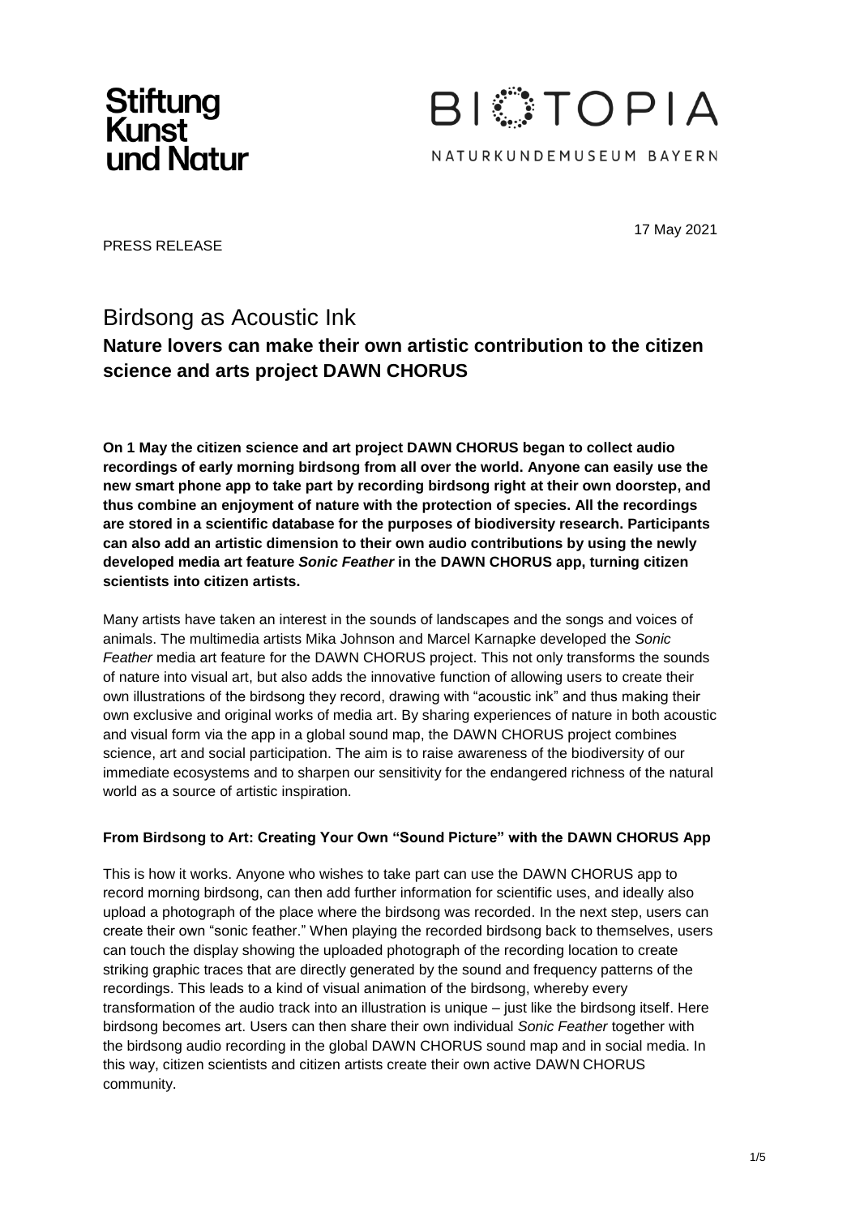Stiftung Kunst und Natur

BIOTOPIA

NATURKUNDEMUSEUM BAYERN

17 May 2021

PRESS RELEASE

# Birdsong as Acoustic Ink

## Nature lovers can make their own artistic contribution to the citizen science and arts project DAWN CHORUS

**On 1 May the citizen science and art project DAWN CHORUS began to collect audio recordings of early morning birdsong from all over the world. Anyone can easily use the new smart phone app to take part by recording birdsong right at their own doorstep, and thus combine an enjoyment of nature with the protection of species. All the recordings are stored in a scientific database for the purposes of biodiversity research. Participants can also add an artistic dimension to their own audio contributions by using the newly developed media art feature *Sonic Feather* in the DAWN CHORUS app, turning citizen scientists into citizen artists.**

Many artists have taken an interest in the sounds of landscapes and the songs and voices of animals. The multimedia artists Mika Johnson and Marcel Karnapke developed the *Sonic Feather* media art feature for the DAWN CHORUS project. This not only transforms the sounds of nature into visual art, but also adds the innovative function of allowing users to create their own illustrations of the birdsong they record, drawing with "acoustic ink" and thus making their own exclusive and original works of media art. By sharing experiences of nature in both acoustic and visual form via the app in a global sound map, the DAWN CHORUS project combines science, art and social participation. The aim is to raise awareness of the biodiversity of our immediate ecosystems and to sharpen our sensitivity for the endangered richness of the natural world as a source of artistic inspiration.

### From Birdsong to Art: Creating Your Own "Sound Picture" with the DAWN CHORUS App

This is how it works. Anyone who wishes to take part can use the DAWN CHORUS app to record morning birdsong, can then add further information for scientific uses, and ideally also upload a photograph of the place where the birdsong was recorded. In the next step, users can create their own "sonic feather." When playing the recorded birdsong back to themselves, users can touch the display showing the uploaded photograph of the recording location to create striking graphic traces that are directly generated by the sound and frequency patterns of the recordings. This leads to a kind of visual animation of the birdsong, whereby every transformation of the audio track into an illustration is unique – just like the birdsong itself. Here birdsong becomes art. Users can then share their own individual *Sonic Feather* together with the birdsong audio recording in the global DAWN CHORUS sound map and in social media. In this way, citizen scientists and citizen artists create their own active DAWN CHORUS community.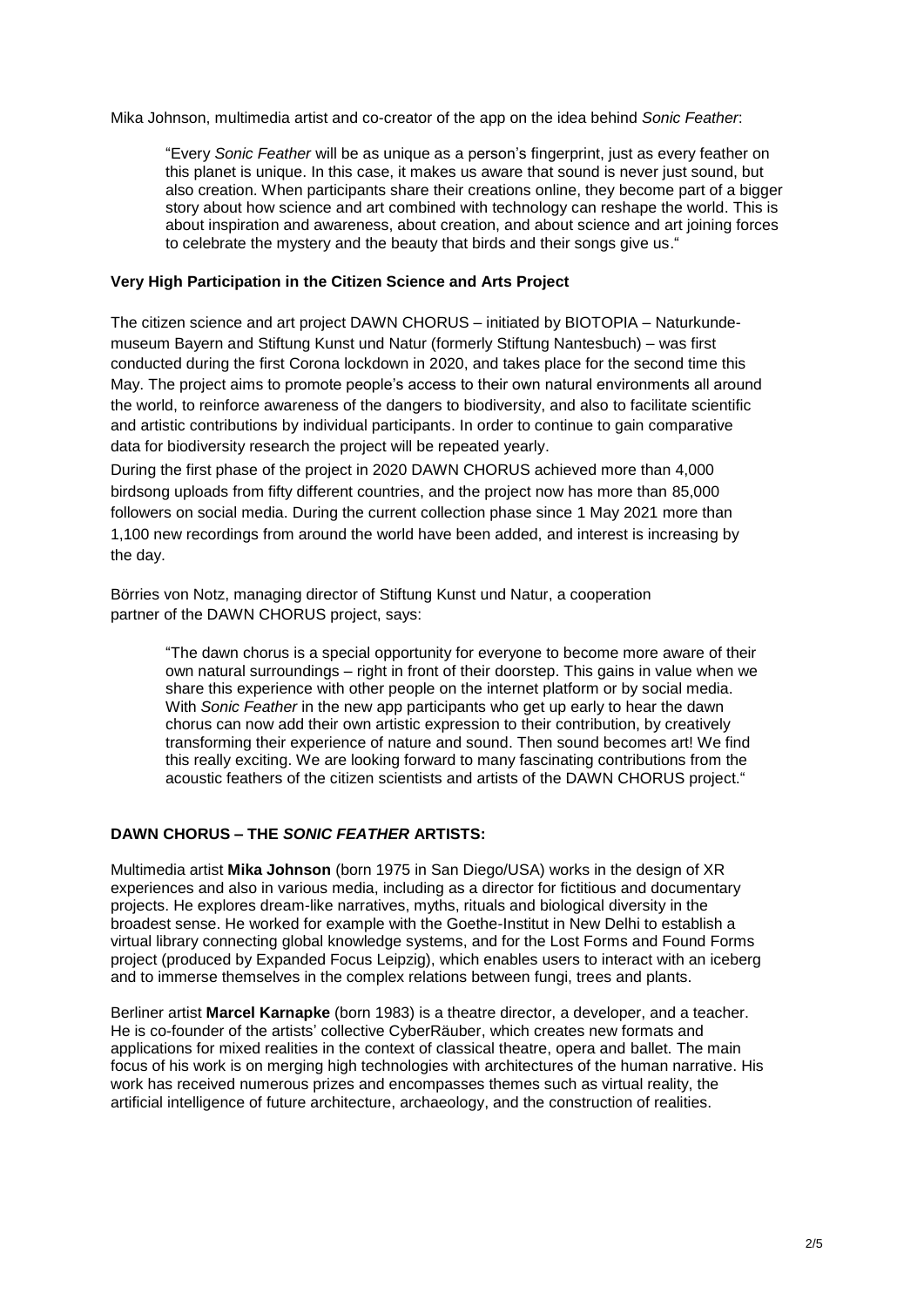Mika Johnson, multimedia artist and co-creator of the app on the idea behind *Sonic Feather*:

> "Every *Sonic Feather* will be as unique as a person's fingerprint, just as every feather on this planet is unique. In this case, it makes us aware that sound is never just sound, but also creation. When participants share their creations online, they become part of a bigger story about how science and art combined with technology can reshape the world. This is about inspiration and awareness, about creation, and about science and art joining forces to celebrate the mystery and the beauty that birds and their songs give us."

**Very High Participation in the Citizen Science and Arts Project**

The citizen science and art project DAWN CHORUS – initiated by BIOTOPIA – Naturkunde-museum Bayern and Stiftung Kunst und Natur (formerly Stiftung Nantesbuch) – was first conducted during the first Corona lockdown in 2020, and takes place for the second time this May. The project aims to promote people's access to their own natural environments all around the world, to reinforce awareness of the dangers to biodiversity, and also to facilitate scientific and artistic contributions by individual participants. In order to continue to gain comparative data for biodiversity research the project will be repeated yearly.

During the first phase of the project in 2020 DAWN CHORUS achieved more than 4,000 birdsong uploads from fifty different countries, and the project now has more than 85,000 followers on social media. During the current collection phase since 1 May 2021 more than 1,100 new recordings from around the world have been added, and interest is increasing by the day.

Börries von Notz, managing director of Stiftung Kunst und Natur, a cooperation partner of the DAWN CHORUS project, says:

> "The dawn chorus is a special opportunity for everyone to become more aware of their own natural surroundings – right in front of their doorstep. This gains in value when we share this experience with other people on the internet platform or by social media. With *Sonic Feather* in the new app participants who get up early to hear the dawn chorus can now add their own artistic expression to their contribution, by creatively transforming their experience of nature and sound. Then sound becomes art! We find this really exciting. We are looking forward to many fascinating contributions from the acoustic feathers of the citizen scientists and artists of the DAWN CHORUS project."

**DAWN CHORUS – THE *SONIC FEATHER* ARTISTS:**

Multimedia artist **Mika Johnson** (born 1975 in San Diego/USA) works in the design of XR experiences and also in various media, including as a director for fictitious and documentary projects. He explores dream-like narratives, myths, rituals and biological diversity in the broadest sense. He worked for example with the Goethe-Institut in New Delhi to establish a virtual library connecting global knowledge systems, and for the Lost Forms and Found Forms project (produced by Expanded Focus Leipzig), which enables users to interact with an iceberg and to immerse themselves in the complex relations between fungi, trees and plants.

Berliner artist **Marcel Karnapke** (born 1983) is a theatre director, a developer, and a teacher. He is co-founder of the artists' collective CyberRäuber, which creates new formats and applications for mixed realities in the context of classical theatre, opera and ballet. The main focus of his work is on merging high technologies with architectures of the human narrative. His work has received numerous prizes and encompasses themes such as virtual reality, the artificial intelligence of future architecture, archaeology, and the construction of realities.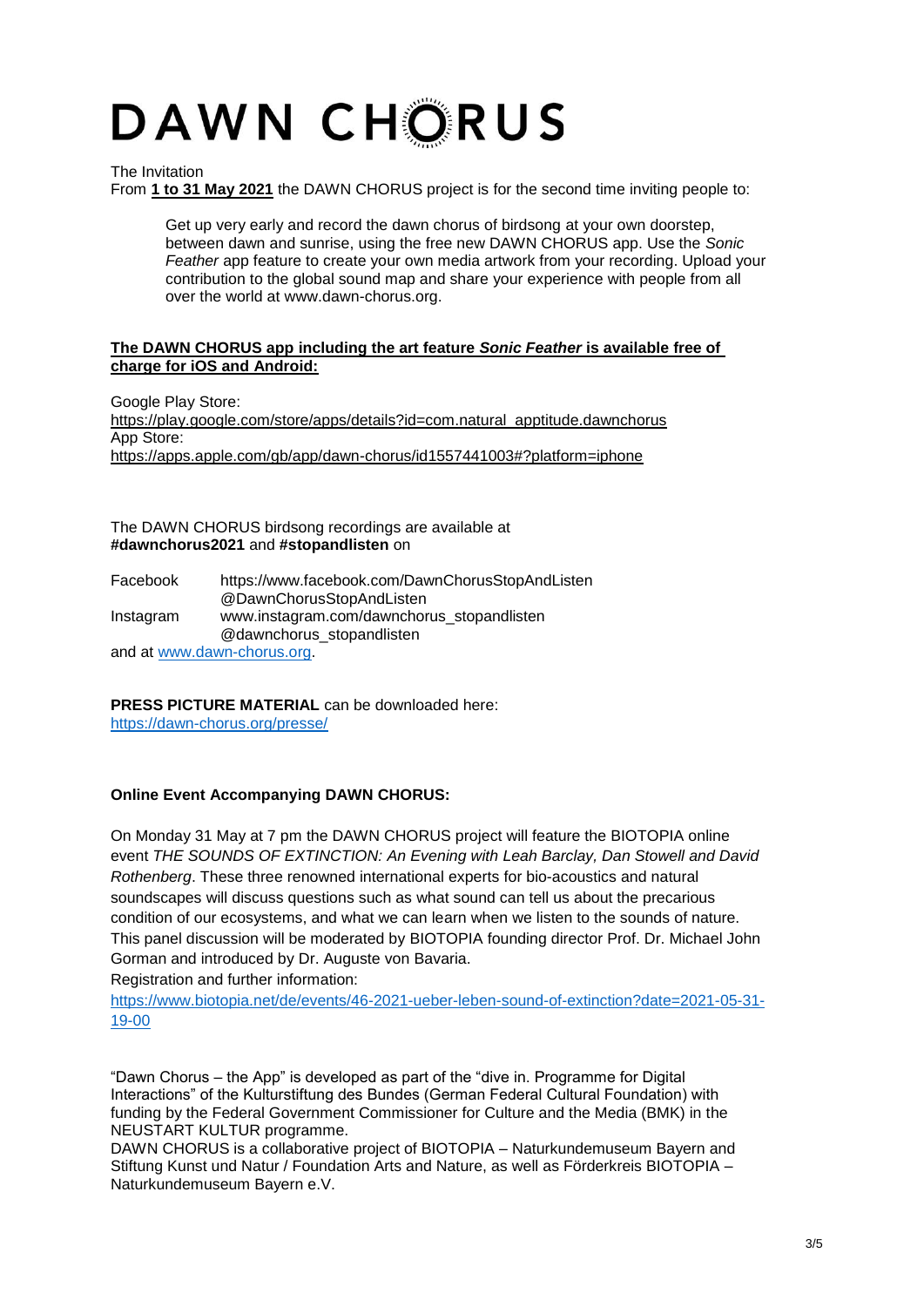# DAWN CHORUS

The Invitation

From **1 to 31 May 2021** the DAWN CHORUS project is for the second time inviting people to:

> Get up very early and record the dawn chorus of birdsong at your own doorstep, between dawn and sunrise, using the free new DAWN CHORUS app. Use the *Sonic Feather* app feature to create your own media artwork from your recording. Upload your contribution to the global sound map and share your experience with people from all over the world at www.dawn-chorus.org.

**The DAWN CHORUS app including the art feature *Sonic Feather* is available free of charge for iOS and Android:**

Google Play Store:
https://play.google.com/store/apps/details?id=com.natural_apptitude.dawnchorus
App Store:
https://apps.apple.com/gb/app/dawn-chorus/id1557441003#?platform=iphone

The DAWN CHORUS birdsong recordings are available at **#dawnchorus2021** and **#stopandlisten** on

Facebook https://www.facebook.com/DawnChorusStopAndListen
@DawnChorusStopAndListen
Instagram www.instagram.com/dawnchorus_stopandlisten
@dawnchorus_stopandlisten
and at www.dawn-chorus.org.

**PRESS PICTURE MATERIAL** can be downloaded here:
https://dawn-chorus.org/presse/

**Online Event Accompanying DAWN CHORUS:**

On Monday 31 May at 7 pm the DAWN CHORUS project will feature the BIOTOPIA online event *THE SOUNDS OF EXTINCTION: An Evening with Leah Barclay, Dan Stowell and David Rothenberg*. These three renowned international experts for bio-acoustics and natural soundscapes will discuss questions such as what sound can tell us about the precarious condition of our ecosystems, and what we can learn when we listen to the sounds of nature. This panel discussion will be moderated by BIOTOPIA founding director Prof. Dr. Michael John Gorman and introduced by Dr. Auguste von Bavaria.
Registration and further information:
https://www.biotopia.net/de/events/46-2021-ueber-leben-sound-of-extinction?date=2021-05-31-19-00

"Dawn Chorus – the App" is developed as part of the "dive in. Programme for Digital Interactions" of the Kulturstiftung des Bundes (German Federal Cultural Foundation) with funding by the Federal Government Commissioner for Culture and the Media (BMK) in the NEUSTART KULTUR programme.
DAWN CHORUS is a collaborative project of BIOTOPIA – Naturkundemuseum Bayern and Stiftung Kunst und Natur / Foundation Arts and Nature, as well as Förderkreis BIOTOPIA – Naturkundemuseum Bayern e.V.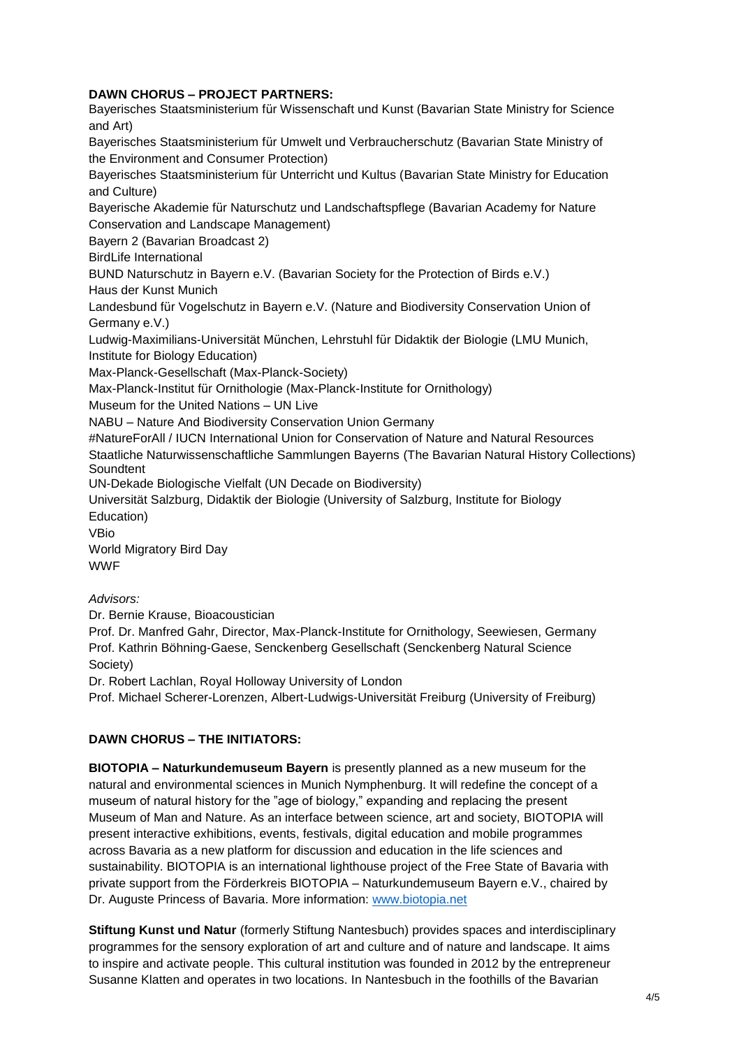**DAWN CHORUS – PROJECT PARTNERS:**

Bayerisches Staatsministerium für Wissenschaft und Kunst (Bavarian State Ministry for Science and Art)
Bayerisches Staatsministerium für Umwelt und Verbraucherschutz (Bavarian State Ministry of the Environment and Consumer Protection)
Bayerisches Staatsministerium für Unterricht und Kultus (Bavarian State Ministry for Education and Culture)
Bayerische Akademie für Naturschutz und Landschaftspflege (Bavarian Academy for Nature Conservation and Landscape Management)
Bayern 2 (Bavarian Broadcast 2)
BirdLife International
BUND Naturschutz in Bayern e.V. (Bavarian Society for the Protection of Birds e.V.)
Haus der Kunst Munich
Landesbund für Vogelschutz in Bayern e.V. (Nature and Biodiversity Conservation Union of Germany e.V.)
Ludwig-Maximilians-Universität München, Lehrstuhl für Didaktik der Biologie (LMU Munich, Institute for Biology Education)
Max-Planck-Gesellschaft (Max-Planck-Society)
Max-Planck-Institut für Ornithologie (Max-Planck-Institute for Ornithology)
Museum for the United Nations – UN Live
NABU – Nature And Biodiversity Conservation Union Germany
#NatureForAll / IUCN International Union for Conservation of Nature and Natural Resources
Staatliche Naturwissenschaftliche Sammlungen Bayerns (The Bavarian Natural History Collections)
Soundtent
UN-Dekade Biologische Vielfalt (UN Decade on Biodiversity)
Universität Salzburg, Didaktik der Biologie (University of Salzburg, Institute for Biology Education)
VBio
World Migratory Bird Day
WWF

*Advisors:*

Dr. Bernie Krause, Bioacoustician
Prof. Dr. Manfred Gahr, Director, Max-Planck-Institute for Ornithology, Seewiesen, Germany
Prof. Kathrin Böhning-Gaese, Senckenberg Gesellschaft (Senckenberg Natural Science Society)
Dr. Robert Lachlan, Royal Holloway University of London
Prof. Michael Scherer-Lorenzen, Albert-Ludwigs-Universität Freiburg (University of Freiburg)

**DAWN CHORUS – THE INITIATORS:**

**BIOTOPIA – Naturkundemuseum Bayern** is presently planned as a new museum for the natural and environmental sciences in Munich Nymphenburg. It will redefine the concept of a museum of natural history for the "age of biology," expanding and replacing the present Museum of Man and Nature. As an interface between science, art and society, BIOTOPIA will present interactive exhibitions, events, festivals, digital education and mobile programmes across Bavaria as a new platform for discussion and education in the life sciences and sustainability. BIOTOPIA is an international lighthouse project of the Free State of Bavaria with private support from the Förderkreis BIOTOPIA – Naturkundemuseum Bayern e.V., chaired by Dr. Auguste Princess of Bavaria. More information: [www.biotopia.net](www.biotopia.net)

**Stiftung Kunst und Natur** (formerly Stiftung Nantesbuch) provides spaces and interdisciplinary programmes for the sensory exploration of art and culture and of nature and landscape. It aims to inspire and activate people. This cultural institution was founded in 2012 by the entrepreneur Susanne Klatten and operates in two locations. In Nantesbuch in the foothills of the Bavarian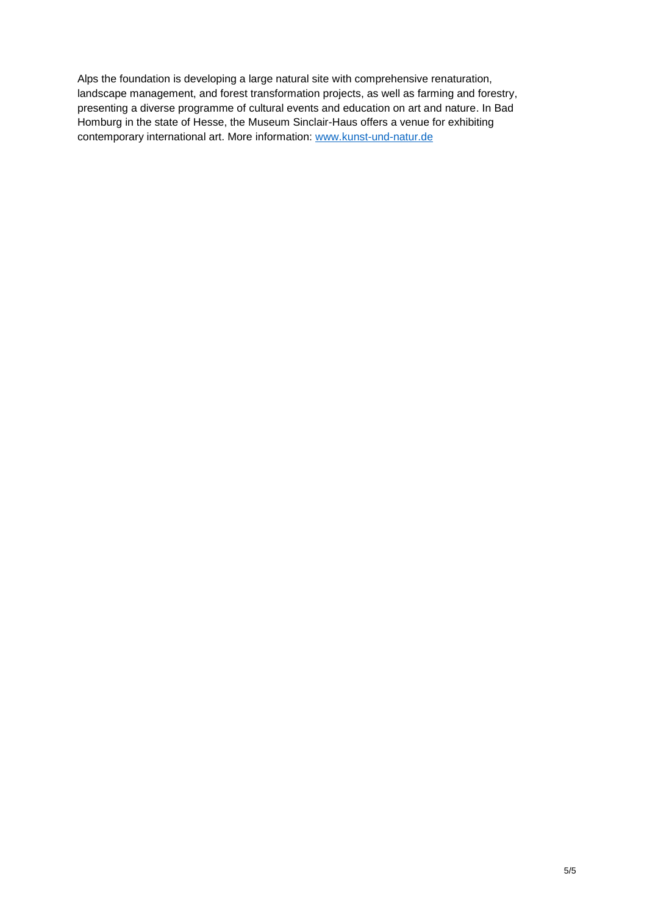Alps the foundation is developing a large natural site with comprehensive renaturation, landscape management, and forest transformation projects, as well as farming and forestry, presenting a diverse programme of cultural events and education on art and nature. In Bad Homburg in the state of Hesse, the Museum Sinclair-Haus offers a venue for exhibiting contemporary international art. More information: [www.kunst-und-natur.de](http://www.kunst-und-natur.de)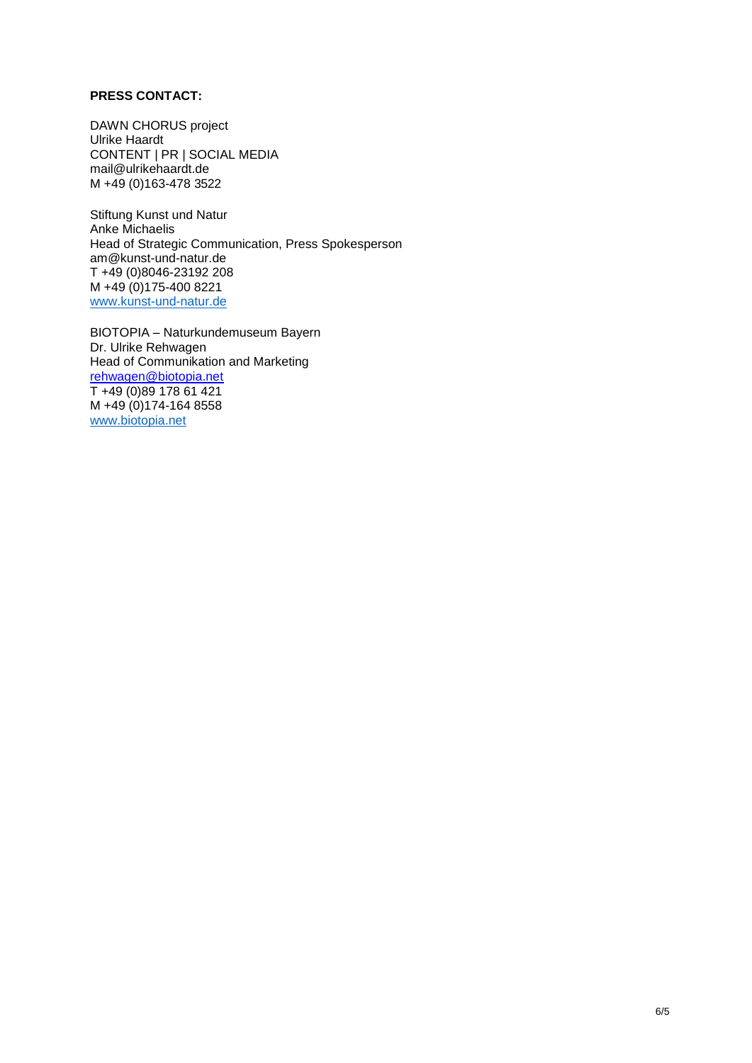**PRESS CONTACT:**

DAWN CHORUS project
Ulrike Haardt
CONTENT | PR | SOCIAL MEDIA
mail@ulrikehaardt.de
M +49 (0)163-478 3522

Stiftung Kunst und Natur
Anke Michaelis
Head of Strategic Communication, Press Spokesperson
am@kunst-und-natur.de
T +49 (0)8046-23192 208
M +49 (0)175-400 8221
www.kunst-und-natur.de

BIOTOPIA – Naturkundemuseum Bayern
Dr. Ulrike Rehwagen
Head of Communikation and Marketing
rehwagen@biotopia.net
T +49 (0)89 178 61 421
M +49 (0)174-164 8558
www.biotopia.net